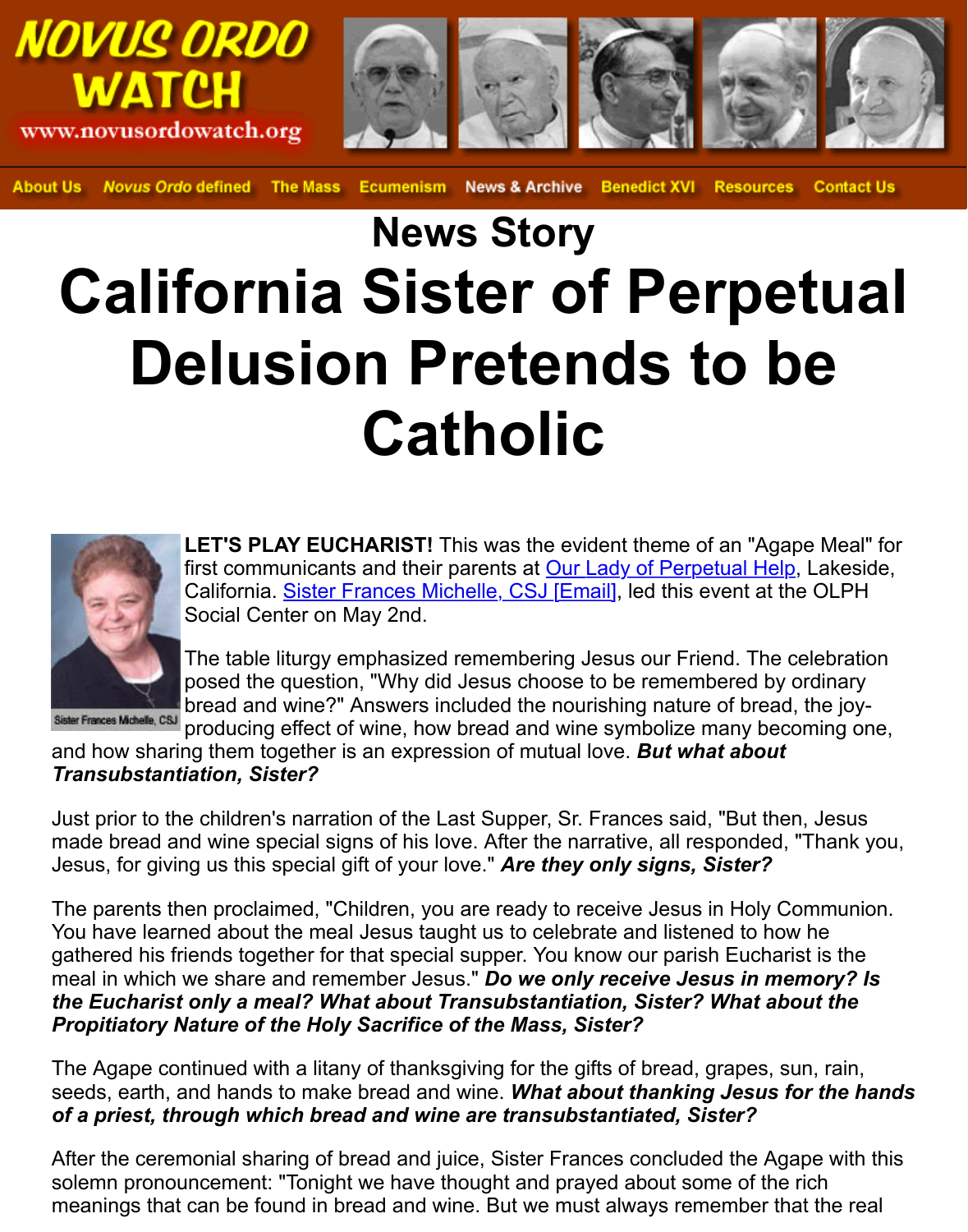# NOVUS ORDO WATCH

www.novusordowatch.org

About Us | *Novus Ordo* defined | The Mass | Ecumenism | News & Archive | Benedict XVI | Resources | Contact Us

## News Story

# California Sister of Perpetual Delusion Pretends to be Catholic

Sister Frances Michelle, CSJ

**LET'S PLAY EUCHARIST!** This was the evident theme of an "Agape Meal" for first communicants and their parents at Our Lady of Perpetual Help, Lakeside, California. Sister Frances Michelle, CSJ [Email], led this event at the OLPH Social Center on May 2nd.

The table liturgy emphasized remembering Jesus our Friend. The celebration posed the question, "Why did Jesus choose to be remembered by ordinary bread and wine?" Answers included the nourishing nature of bread, the joy-producing effect of wine, how bread and wine symbolize many becoming one, and how sharing them together is an expression of mutual love. ***But what about Transubstantiation, Sister?***

Just prior to the children's narration of the Last Supper, Sr. Frances said, "But then, Jesus made bread and wine special signs of his love. After the narrative, all responded, "Thank you, Jesus, for giving us this special gift of your love." ***Are they only signs, Sister?***

The parents then proclaimed, "Children, you are ready to receive Jesus in Holy Communion. You have learned about the meal Jesus taught us to celebrate and listened to how he gathered his friends together for that special supper. You know our parish Eucharist is the meal in which we share and remember Jesus." ***Do we only receive Jesus in memory? Is the Eucharist only a meal? What about Transubstantiation, Sister? What about the Propitiatory Nature of the Holy Sacrifice of the Mass, Sister?***

The Agape continued with a litany of thanksgiving for the gifts of bread, grapes, sun, rain, seeds, earth, and hands to make bread and wine. ***What about thanking Jesus for the hands of a priest, through which bread and wine are transubstantiated, Sister?***

After the ceremonial sharing of bread and juice, Sister Frances concluded the Agape with this solemn pronouncement: "Tonight we have thought and prayed about some of the rich meanings that can be found in bread and wine. But we must always remember that the real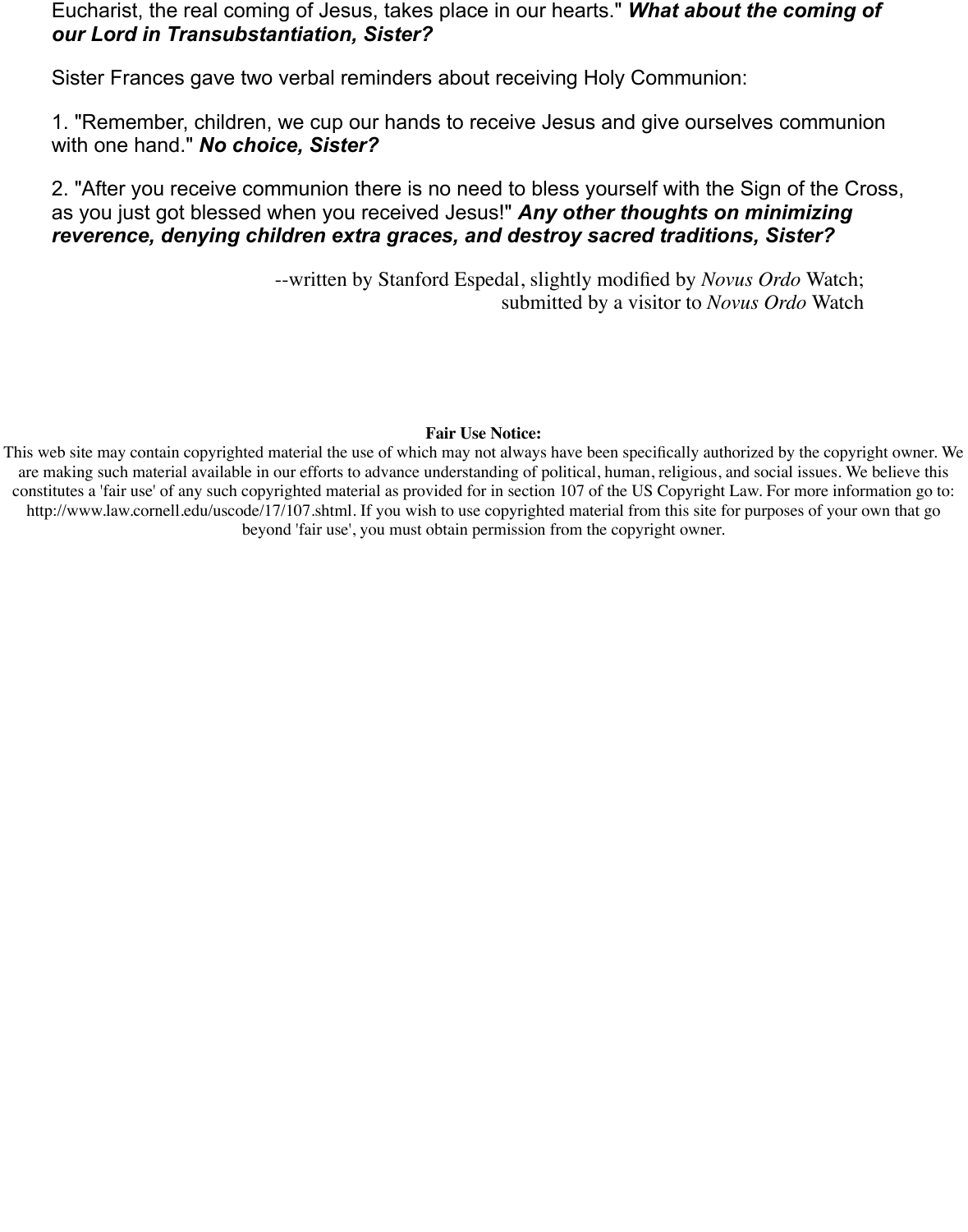Eucharist, the real coming of Jesus, takes place in our hearts." ***What about the coming of our Lord in Transubstantiation, Sister?***

Sister Frances gave two verbal reminders about receiving Holy Communion:

1. "Remember, children, we cup our hands to receive Jesus and give ourselves communion with one hand." ***No choice, Sister?***

2. "After you receive communion there is no need to bless yourself with the Sign of the Cross, as you just got blessed when you received Jesus!" ***Any other thoughts on minimizing reverence, denying children extra graces, and destroy sacred traditions, Sister?***

--written by Stanford Espedal, slightly modified by *Novus Ordo* Watch;
submitted by a visitor to *Novus Ordo* Watch

**Fair Use Notice:**
This web site may contain copyrighted material the use of which may not always have been specifically authorized by the copyright owner. We are making such material available in our efforts to advance understanding of political, human, religious, and social issues. We believe this constitutes a 'fair use' of any such copyrighted material as provided for in section 107 of the US Copyright Law. For more information go to: http://www.law.cornell.edu/uscode/17/107.shtml. If you wish to use copyrighted material from this site for purposes of your own that go beyond 'fair use', you must obtain permission from the copyright owner.